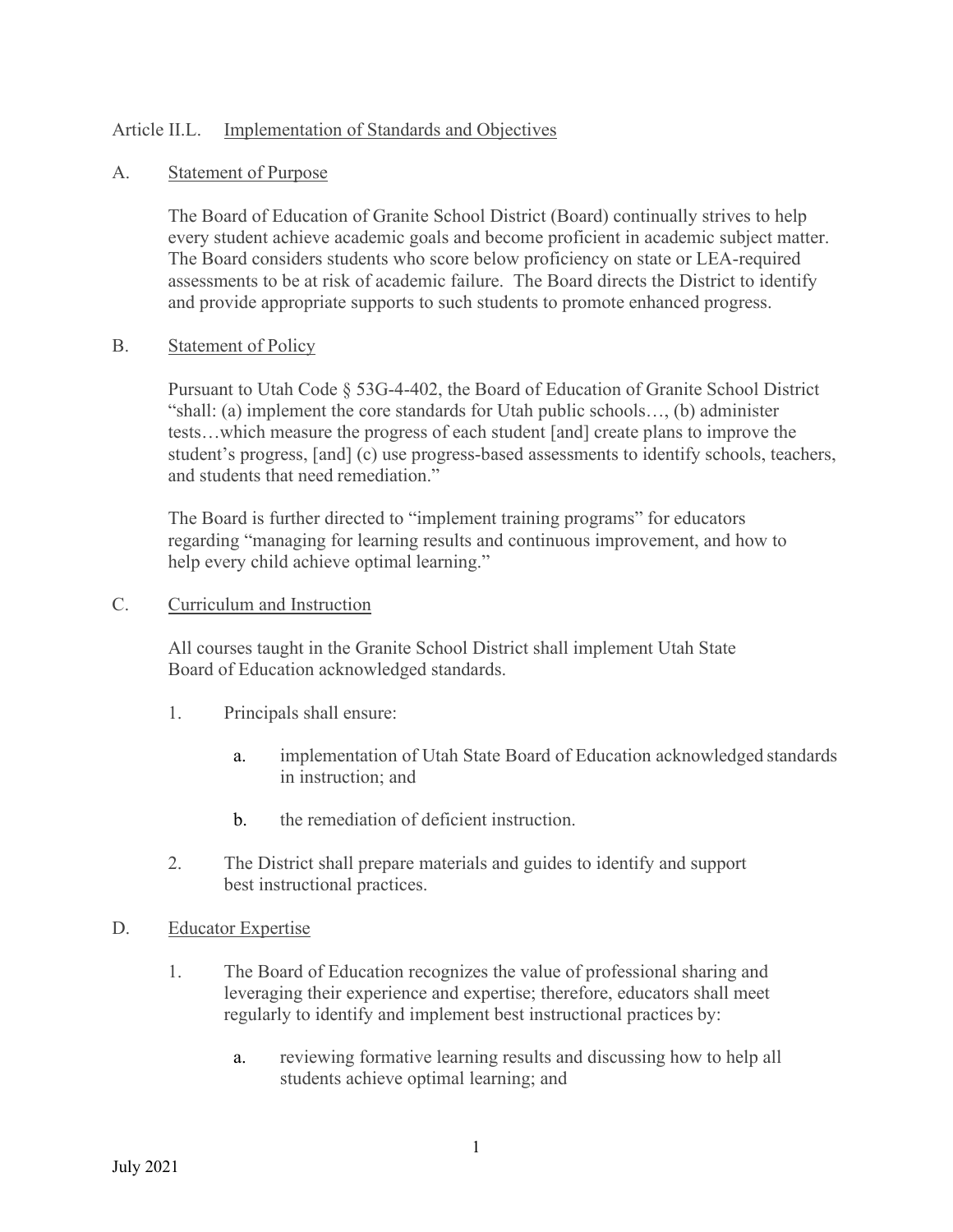# Article II.L. Implementation of Standards and Objectives

## A. Statement of Purpose

The Board of Education of Granite School District (Board) continually strives to help every student achieve academic goals and become proficient in academic subject matter. The Board considers students who score below proficiency on state or LEA-required assessments to be at risk of academic failure. The Board directs the District to identify and provide appropriate supports to such students to promote enhanced progress.

## B. Statement of Policy

Pursuant to Utah Code § 53G-4-402, the Board of Education of Granite School District "shall: (a) implement the core standards for Utah public schools…, (b) administer tests…which measure the progress of each student [and] create plans to improve the student's progress, [and] (c) use progress-based assessments to identify schools, teachers, and students that need remediation."

The Board is further directed to "implement training programs" for educators regarding "managing for learning results and continuous improvement, and how to help every child achieve optimal learning."

## C. Curriculum and Instruction

All courses taught in the Granite School District shall implement Utah State Board of Education acknowledged standards.

1. Principals shall ensure:
   - a. implementation of Utah State Board of Education acknowledged standards in instruction; and
   - b. the remediation of deficient instruction.
2. The District shall prepare materials and guides to identify and support best instructional practices.

## D. Educator Expertise

1. The Board of Education recognizes the value of professional sharing and leveraging their experience and expertise; therefore, educators shall meet regularly to identify and implement best instructional practices by:
   - a. reviewing formative learning results and discussing how to help all students achieve optimal learning; and

July 2021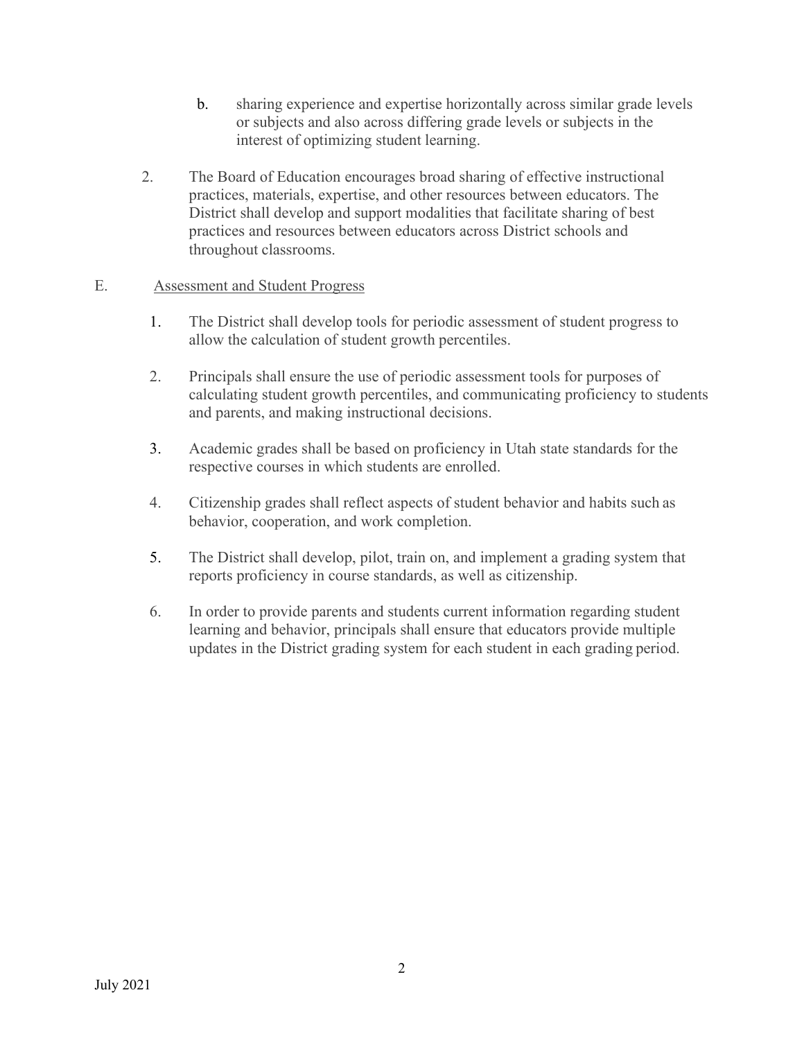b. sharing experience and expertise horizontally across similar grade levels or subjects and also across differing grade levels or subjects in the interest of optimizing student learning.

2. The Board of Education encourages broad sharing of effective instructional practices, materials, expertise, and other resources between educators. The District shall develop and support modalities that facilitate sharing of best practices and resources between educators across District schools and throughout classrooms.

E. Assessment and Student Progress

1. The District shall develop tools for periodic assessment of student progress to allow the calculation of student growth percentiles.

2. Principals shall ensure the use of periodic assessment tools for purposes of calculating student growth percentiles, and communicating proficiency to students and parents, and making instructional decisions.

3. Academic grades shall be based on proficiency in Utah state standards for the respective courses in which students are enrolled.

4. Citizenship grades shall reflect aspects of student behavior and habits such as behavior, cooperation, and work completion.

5. The District shall develop, pilot, train on, and implement a grading system that reports proficiency in course standards, as well as citizenship.

6. In order to provide parents and students current information regarding student learning and behavior, principals shall ensure that educators provide multiple updates in the District grading system for each student in each grading period.

July 2021